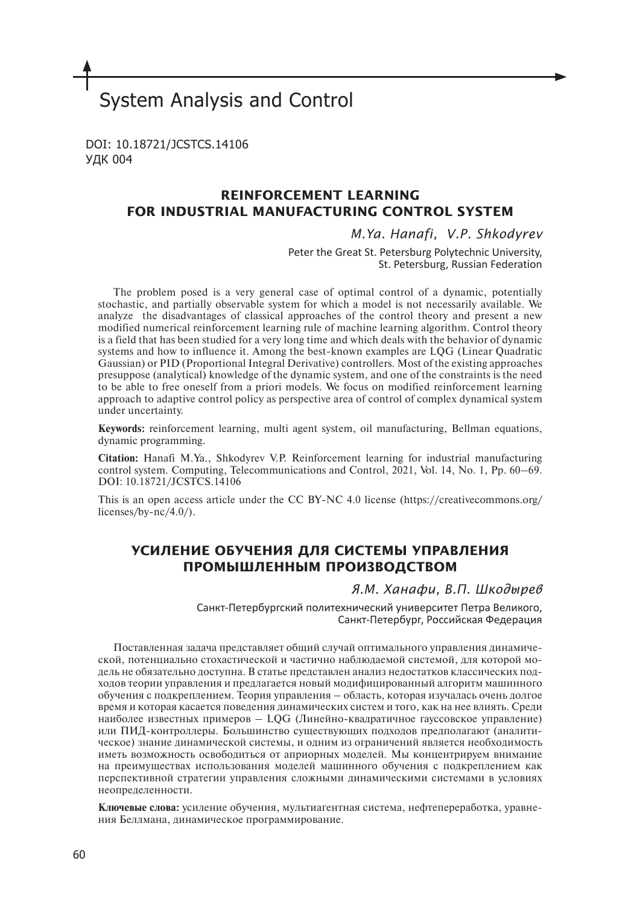# System Analysis and Control

DOI: 10.18721/JCSTCS.14106
УДК 004

## REINFORCEMENT LEARNING FOR INDUSTRIAL MANUFACTURING CONTROL SYSTEM

*M.Ya. Hanafi, V.P. Shkodyrev*

Peter the Great St. Petersburg Polytechnic University,
St. Petersburg, Russian Federation

The problem posed is a very general case of optimal control of a dynamic, potentially stochastic, and partially observable system for which a model is not necessarily available. We analyze the disadvantages of classical approaches of the control theory and present a new modified numerical reinforcement learning rule of machine learning algorithm. Control theory is a field that has been studied for a very long time and which deals with the behavior of dynamic systems and how to influence it. Among the best-known examples are LQG (Linear Quadratic Gaussian) or PID (Proportional Integral Derivative) controllers. Most of the existing approaches presuppose (analytical) knowledge of the dynamic system, and one of the constraints is the need to be able to free oneself from a priori models. We focus on modified reinforcement learning approach to adaptive control policy as perspective area of control of complex dynamical system under uncertainty.

**Keywords:** reinforcement learning, multi agent system, oil manufacturing, Bellman equations, dynamic programming.

**Citation:** Hanafi M.Ya., Shkodyrev V.P. Reinforcement learning for industrial manufacturing control system. Computing, Telecommunications and Control, 2021, Vol. 14, No. 1, Pp. 60–69. DOI: 10.18721/JCSTCS.14106

This is an open access article under the CC BY-NC 4.0 license (https://creativecommons.org/licenses/by-nc/4.0/).

## УСИЛЕНИЕ ОБУЧЕНИЯ ДЛЯ СИСТЕМЫ УПРАВЛЕНИЯ ПРОМЫШЛЕННЫМ ПРОИЗВОДСТВОМ

*Я.М. Ханафи, В.П. Шкодырев*

Санкт-Петербургский политехнический университет Петра Великого,
Санкт-Петербург, Российская Федерация

Поставленная задача представляет общий случай оптимального управления динамической, потенциально стохастической и частично наблюдаемой системой, для которой модель не обязательно доступна. В статье представлен анализ недостатков классических подходов теории управления и предлагается новый модифицированный алгоритм машинного обучения с подкреплением. Теория управления – область, которая изучалась очень долгое время и которая касается поведения динамических систем и того, как на нее влиять. Среди наиболее известных примеров – LQG (Линейно-квадратичное гауссовское управление) или ПИД-контроллеры. Большинство существующих подходов предполагают (аналитическое) знание динамической системы, и одним из ограничений является необходимость иметь возможность освободиться от априорных моделей. Мы концентрируем внимание на преимуществах использования моделей машинного обучения с подкреплением как перспективной стратегии управления сложными динамическими системами в условиях неопределенности.

**Ключевые слова:** усиление обучения, мультиагентная система, нефтепереработка, уравнения Беллмана, динамическое программирование.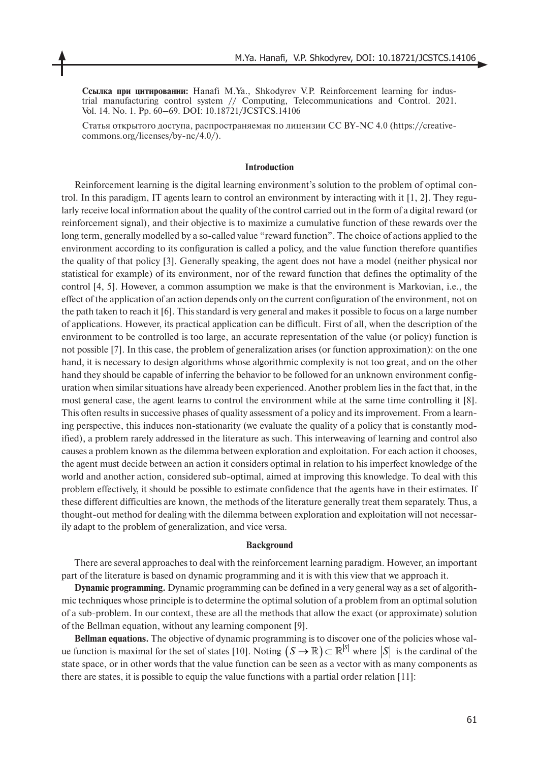**Ссылка при цитировании:** Hanafi M.Ya., Shkodyrev V.P. Reinforcement learning for industrial manufacturing control system // Computing, Telecommunications and Control. 2021. Vol. 14. No. 1. Pp. 60–69. DOI: 10.18721/JCSTCS.14106

Статья открытого доступа, распространяемая по лицензии CC BY-NC 4.0 (https://creative-commons.org/licenses/by-nc/4.0/).

## Introduction

Reinforcement learning is the digital learning environment's solution to the problem of optimal control. In this paradigm, IT agents learn to control an environment by interacting with it [1, 2]. They regularly receive local information about the quality of the control carried out in the form of a digital reward (or reinforcement signal), and their objective is to maximize a cumulative function of these rewards over the long term, generally modelled by a so-called value "reward function". The choice of actions applied to the environment according to its configuration is called a policy, and the value function therefore quantifies the quality of that policy [3]. Generally speaking, the agent does not have a model (neither physical nor statistical for example) of its environment, nor of the reward function that defines the optimality of the control [4, 5]. However, a common assumption we make is that the environment is Markovian, i.e., the effect of the application of an action depends only on the current configuration of the environment, not on the path taken to reach it [6]. This standard is very general and makes it possible to focus on a large number of applications. However, its practical application can be difficult. First of all, when the description of the environment to be controlled is too large, an accurate representation of the value (or policy) function is not possible [7]. In this case, the problem of generalization arises (or function approximation): on the one hand, it is necessary to design algorithms whose algorithmic complexity is not too great, and on the other hand they should be capable of inferring the behavior to be followed for an unknown environment configuration when similar situations have already been experienced. Another problem lies in the fact that, in the most general case, the agent learns to control the environment while at the same time controlling it [8]. This often results in successive phases of quality assessment of a policy and its improvement. From a learning perspective, this induces non-stationarity (we evaluate the quality of a policy that is constantly modified), a problem rarely addressed in the literature as such. This interweaving of learning and control also causes a problem known as the dilemma between exploration and exploitation. For each action it chooses, the agent must decide between an action it considers optimal in relation to his imperfect knowledge of the world and another action, considered sub-optimal, aimed at improving this knowledge. To deal with this problem effectively, it should be possible to estimate confidence that the agents have in their estimates. If these different difficulties are known, the methods of the literature generally treat them separately. Thus, a thought-out method for dealing with the dilemma between exploration and exploitation will not necessarily adapt to the problem of generalization, and vice versa.

## Background

There are several approaches to deal with the reinforcement learning paradigm. However, an important part of the literature is based on dynamic programming and it is with this view that we approach it.

**Dynamic programming.** Dynamic programming can be defined in a very general way as a set of algorithmic techniques whose principle is to determine the optimal solution of a problem from an optimal solution of a sub-problem. In our context, these are all the methods that allow the exact (or approximate) solution of the Bellman equation, without any learning component [9].

**Bellman equations.** The objective of dynamic programming is to discover one of the policies whose value function is maximal for the set of states [10]. Noting $(S \to \mathbb{R}) \subset \mathbb{R}^{|S|}$ where $|S|$ is the cardinal of the state space, or in other words that the value function can be seen as a vector with as many components as there are states, it is possible to equip the value functions with a partial order relation [11]: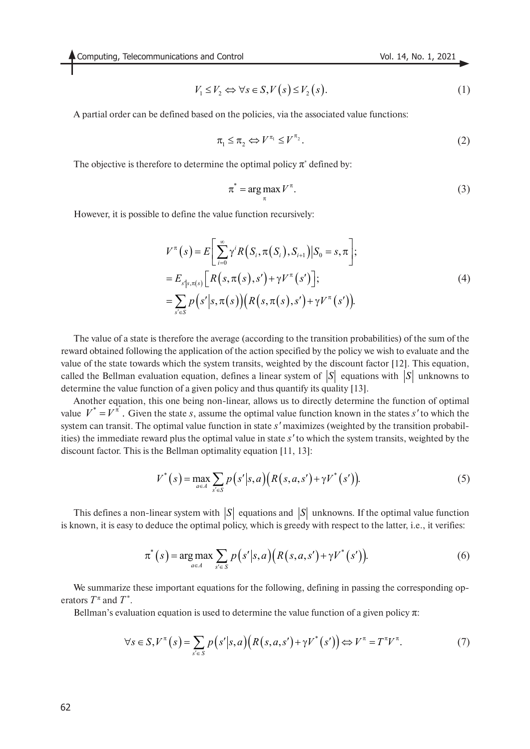$$V_1 \le V_2 \Leftrightarrow \forall s \in S, V(s) \le V_2(s). \tag{1}$$

A partial order can be defined based on the policies, via the associated value functions:

$$\pi_1 \le \pi_2 \Leftrightarrow V^{\pi_1} \le V^{\pi_2}. \tag{2}$$

The objective is therefore to determine the optimal policy $\pi^*$ defined by:

$$\pi^* = \arg\max_{\pi} V^{\pi}. \tag{3}$$

However, it is possible to define the value function recursively:

$$\begin{aligned} V^{\pi}(s) &= E\left[\sum_{i=0}^{\infty} \gamma^i R(S_i, \pi(S_i), S_{i+1}) \middle| S_0 = s, \pi\right]; \\ &= E_{s'|s,\pi(s)}\left[R(s, \pi(s), s') + \gamma V^{\pi}(s')\right]; \\ &= \sum_{s' \in S} p(s'|s, \pi(s))\left(R(s, \pi(s), s') + \gamma V^{\pi}(s')\right). \end{aligned} \tag{4}$$

The value of a state is therefore the average (according to the transition probabilities) of the sum of the reward obtained following the application of the action specified by the policy we wish to evaluate and the value of the state towards which the system transits, weighted by the discount factor [12]. This equation, called the Bellman evaluation equation, defines a linear system of $|S|$ equations with $|S|$ unknowns to determine the value function of a given policy and thus quantify its quality [13].

Another equation, this one being non-linear, allows us to directly determine the function of optimal value $V^* = V^{\pi^*}$. Given the state $s$, assume the optimal value function known in the states $s'$ to which the system can transit. The optimal value function in state $s'$ maximizes (weighted by the transition probabilities) the immediate reward plus the optimal value in state $s'$ to which the system transits, weighted by the discount factor. This is the Bellman optimality equation [11, 13]:

$$V^*(s) = \max_{a \in A} \sum_{s' \in S} p(s'|s, a)\left(R(s, a, s') + \gamma V^*(s')\right). \tag{5}$$

This defines a non-linear system with $|S|$ equations and $|S|$ unknowns. If the optimal value function is known, it is easy to deduce the optimal policy, which is greedy with respect to the latter, i.e., it verifies:

$$\pi^*(s) = \arg\max_{a \in A} \sum_{s' \in S} p(s'|s, a)\left(R(s, a, s') + \gamma V^*(s')\right). \tag{6}$$

We summarize these important equations for the following, defining in passing the corresponding operators $T^{\pi}$ and $T^*$.

Bellman's evaluation equation is used to determine the value function of a given policy $\pi$:

$$\forall s \in S, V^{\pi}(s) = \sum_{s' \in S} p(s'|s, a)\left(R(s, a, s') + \gamma V^*(s')\right) \Leftrightarrow V^{\pi} = T^{\pi} V^{\pi}. \tag{7}$$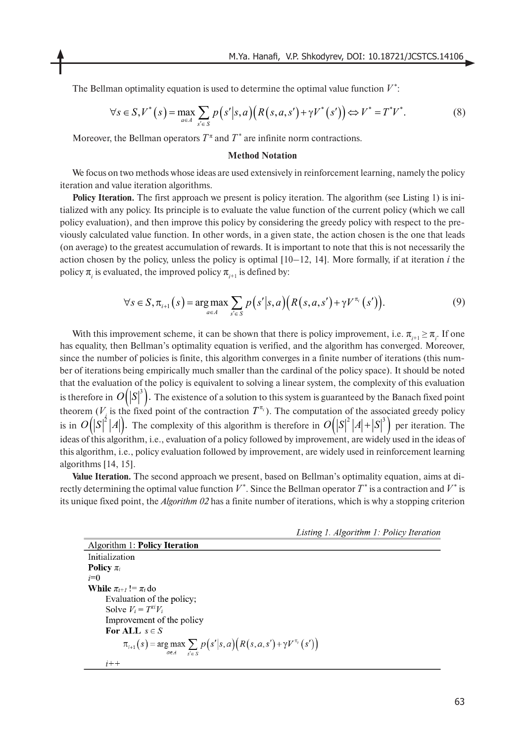The Bellman optimality equation is used to determine the optimal value function $V^*$:

$$\forall s \in S, V^*(s) = \max_{a \in A} \sum_{s' \in S} p(s'|s,a)\left(R(s,a,s') + \gamma V^*(s')\right) \Leftrightarrow V^* = T^* V^*. \tag{8}$$

Moreover, the Bellman operators $T^\pi$ and $T^*$ are infinite norm contractions.

### Method Notation

We focus on two methods whose ideas are used extensively in reinforcement learning, namely the policy iteration and value iteration algorithms.

**Policy Iteration.** The first approach we present is policy iteration. The algorithm (see Listing 1) is initialized with any policy. Its principle is to evaluate the value function of the current policy (which we call policy evaluation), and then improve this policy by considering the greedy policy with respect to the previously calculated value function. In other words, in a given state, the action chosen is the one that leads (on average) to the greatest accumulation of rewards. It is important to note that this is not necessarily the action chosen by the policy, unless the policy is optimal [10–12, 14]. More formally, if at iteration *i* the policy $\pi_i$ is evaluated, the improved policy $\pi_{i+1}$ is defined by:

$$\forall s \in S, \pi_{i+1}(s) = \arg\max_{a \in A} \sum_{s' \in S} p(s'|s,a)\left(R(s,a,s') + \gamma V^{\pi_i}(s')\right). \tag{9}$$

With this improvement scheme, it can be shown that there is policy improvement, i.e. $\pi_{i+1} \geq \pi_i$. If one has equality, then Bellman's optimality equation is verified, and the algorithm has converged. Moreover, since the number of policies is finite, this algorithm converges in a finite number of iterations (this number of iterations being empirically much smaller than the cardinal of the policy space). It should be noted that the evaluation of the policy is equivalent to solving a linear system, the complexity of this evaluation is therefore in $O\left(|S|^3\right)$. The existence of a solution to this system is guaranteed by the Banach fixed point theorem ($V_i$ is the fixed point of the contraction $T^{\pi_i}$). The computation of the associated greedy policy is in $O\left(|S|^2|A|\right)$. The complexity of this algorithm is therefore in $O\left(|S|^2|A| + |S|^3\right)$ per iteration. The ideas of this algorithm, i.e., evaluation of a policy followed by improvement, are widely used in the ideas of this algorithm, i.e., policy evaluation followed by improvement, are widely used in reinforcement learning algorithms [14, 15].

**Value Iteration.** The second approach we present, based on Bellman's optimality equation, aims at directly determining the optimal value function $V^*$. Since the Bellman operator $T^*$ is a contraction and $V^*$ is its unique fixed point, the *Algorithm 02* has a finite number of iterations, which is why a stopping criterion

*Listing 1. Algorithm 1: Policy Iteration*

```
Algorithm 1: Policy Iteration
Initialization
Policy π_i
i=0
While π_{i+1} != π_i do
    Evaluation of the policy;
    Solve V_i = T^{π_i} V_i
    Improvement of the policy
    For ALL s ∈ S
        π_{i+1}(s) = arg max_{a∈A} Σ_{s'∈S} p(s'|s,a)(R(s,a,s') + γV^{π_i}(s'))
    i++
```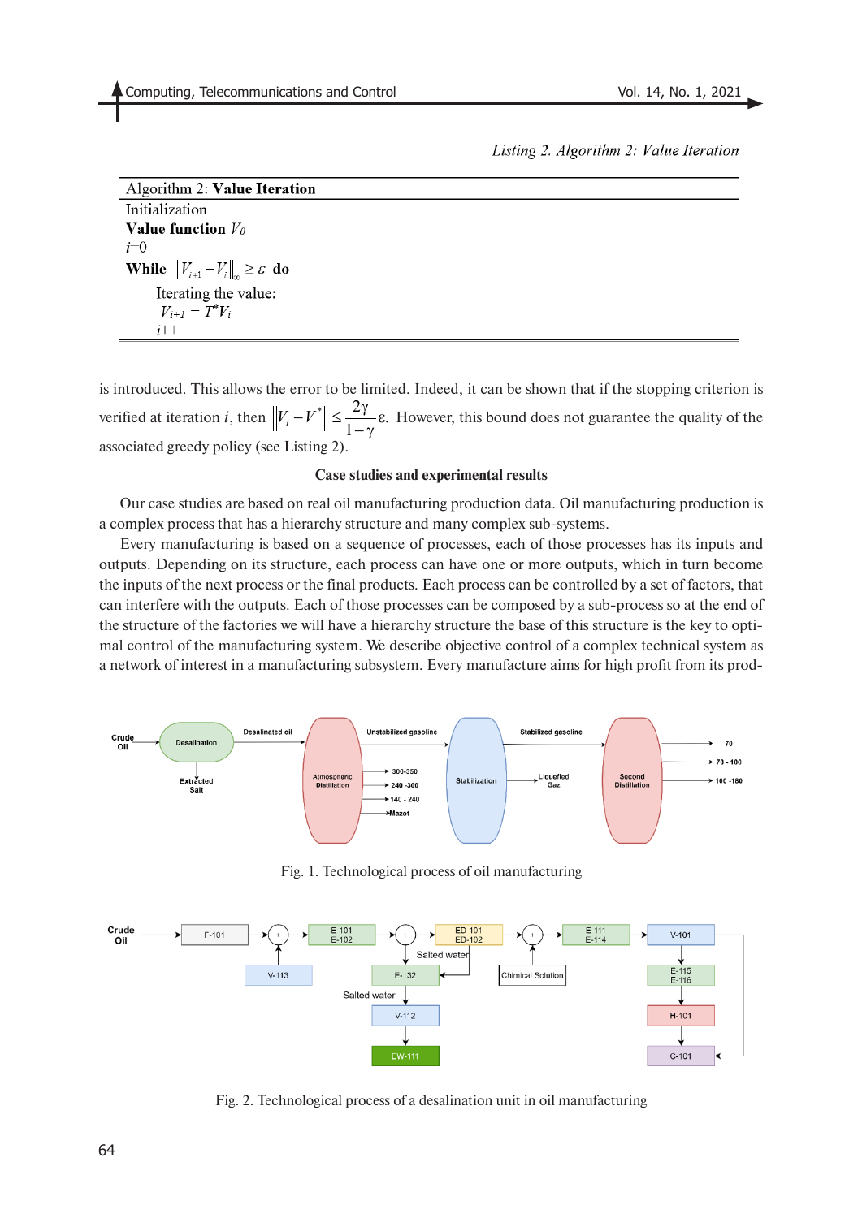*Listing 2. Algorithm 2: Value Iteration*

| Algorithm 2: **Value Iteration** |
|---|
| Initialization |
| **Value function** $V_0$ |
| $i$=0 |
| **While** $\|V_{i+1} - V_i\|_\infty \geq \varepsilon$ **do** |
| Iterating the value; |
| $V_{i+1} = T^\pi V_i$ |
| $i$++ |

is introduced. This allows the error to be limited. Indeed, it can be shown that if the stopping criterion is verified at iteration $i$, then $\|V_i - V^*\| \leq \frac{2\gamma}{1-\gamma}\varepsilon$. However, this bound does not guarantee the quality of the associated greedy policy (see Listing 2).

## Case studies and experimental results

Our case studies are based on real oil manufacturing production data. Oil manufacturing production is a complex process that has a hierarchy structure and many complex sub-systems.

Every manufacturing is based on a sequence of processes, each of those processes has its inputs and outputs. Depending on its structure, each process can have one or more outputs, which in turn become the inputs of the next process or the final products. Each process can be controlled by a set of factors, that can interfere with the outputs. Each of those processes can be composed by a sub-process so at the end of the structure of the factories we will have a hierarchy structure the base of this structure is the key to optimal control of the manufacturing system. We describe objective control of a complex technical system as a network of interest in a manufacturing subsystem. Every manufacture aims for high profit from its prod-

Fig. 1. Technological process of oil manufacturing

Fig. 2. Technological process of a desalination unit in oil manufacturing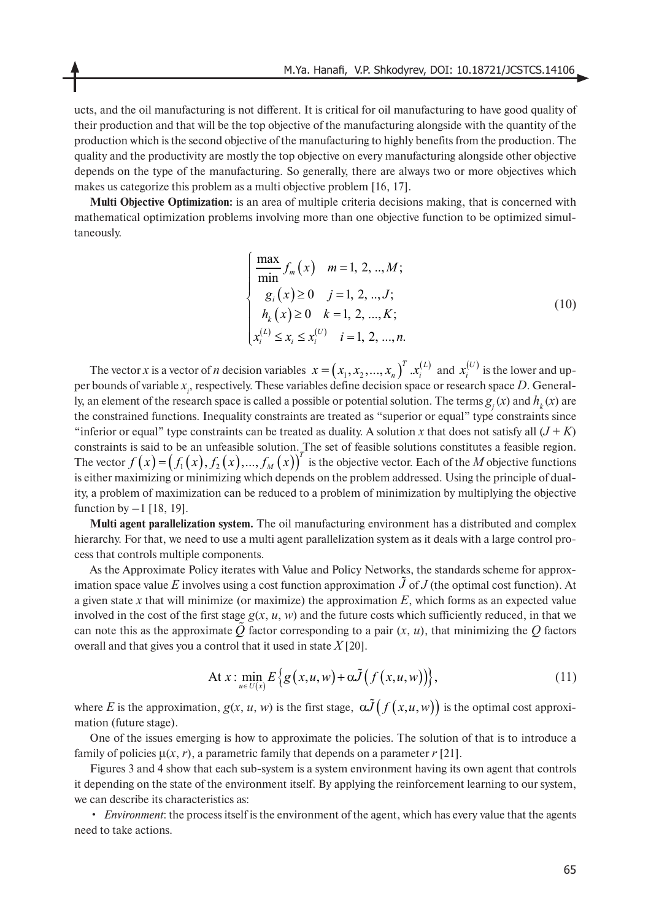ucts, and the oil manufacturing is not different. It is critical for oil manufacturing to have good quality of their production and that will be the top objective of the manufacturing alongside with the quantity of the production which is the second objective of the manufacturing to highly benefits from the production. The quality and the productivity are mostly the top objective on every manufacturing alongside other objective depends on the type of the manufacturing. So generally, there are always two or more objectives which makes us categorize this problem as a multi objective problem [16, 17].

**Multi Objective Optimization:** is an area of multiple criteria decisions making, that is concerned with mathematical optimization problems involving more than one objective function to be optimized simultaneously.

$$\begin{cases} \dfrac{\max}{\min} f_m(x) \quad m = 1, 2, .., M; \\ g_i(x) \geq 0 \quad j = 1, 2, .., J; \\ h_k(x) \geq 0 \quad k = 1, 2, ..., K; \\ x_i^{(L)} \leq x_i \leq x_i^{(U)} \quad i = 1, 2, ..., n. \end{cases} \tag{10}$$

The vector $x$ is a vector of $n$ decision variables $x = (x_1, x_2, ..., x_n)^T$ .$x_i^{(L)}$ and $x_i^{(U)}$ is the lower and upper bounds of variable $x_i$, respectively. These variables define decision space or research space $D$. Generally, an element of the research space is called a possible or potential solution. The terms $g_j(x)$ and $h_k(x)$ are the constrained functions. Inequality constraints are treated as "superior or equal" type constraints since "inferior or equal" type constraints can be treated as duality. A solution $x$ that does not satisfy all $(J + K)$ constraints is said to be an unfeasible solution. The set of feasible solutions constitutes a feasible region. The vector $f(x) = (f_1(x), f_2(x), ..., f_M(x))^T$ is the objective vector. Each of the $M$ objective functions is either maximizing or minimizing which depends on the problem addressed. Using the principle of duality, a problem of maximization can be reduced to a problem of minimization by multiplying the objective function by $-1$ [18, 19].

**Multi agent parallelization system.** The oil manufacturing environment has a distributed and complex hierarchy. For that, we need to use a multi agent parallelization system as it deals with a large control process that controls multiple components.

As the Approximate Policy iterates with Value and Policy Networks, the standards scheme for approximation space value $E$ involves using a cost function approximation $\tilde{J}$ of $J$ (the optimal cost function). At a given state $x$ that will minimize (or maximize) the approximation $E$, which forms as an expected value involved in the cost of the first stage $g(x, u, w)$ and the future costs which sufficiently reduced, in that we can note this as the approximate $\tilde{Q}$ factor corresponding to a pair $(x, u)$, that minimizing the $Q$ factors overall and that gives you a control that it used in state $X$ [20].

$$\text{At } x: \min_{u \in U(x)} E\left\{g(x,u,w) + \alpha \tilde{J}\left(f(x,u,w)\right)\right\}, \tag{11}$$

where $E$ is the approximation, $g(x, u, w)$ is the first stage, $\alpha \tilde{J}\left(f(x,u,w)\right)$ is the optimal cost approximation (future stage).

One of the issues emerging is how to approximate the policies. The solution of that is to introduce a family of policies $\mu(x, r)$, a parametric family that depends on a parameter $r$ [21].

Figures 3 and 4 show that each sub-system is a system environment having its own agent that controls it depending on the state of the environment itself. By applying the reinforcement learning to our system, we can describe its characteristics as:

- *Environment*: the process itself is the environment of the agent, which has every value that the agents need to take actions.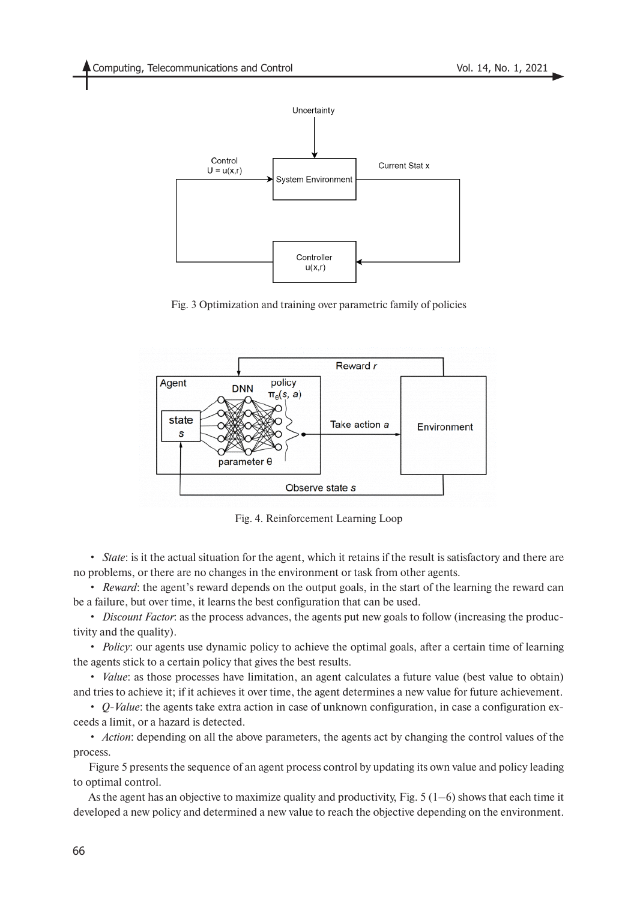Fig. 3 Optimization and training over parametric family of policies

Fig. 4. Reinforcement Learning Loop

- *State*: is it the actual situation for the agent, which it retains if the result is satisfactory and there are no problems, or there are no changes in the environment or task from other agents.
- *Reward*: the agent's reward depends on the output goals, in the start of the learning the reward can be a failure, but over time, it learns the best configuration that can be used.
- *Discount Factor*: as the process advances, the agents put new goals to follow (increasing the productivity and the quality).
- *Policy*: our agents use dynamic policy to achieve the optimal goals, after a certain time of learning the agents stick to a certain policy that gives the best results.
- *Value*: as those processes have limitation, an agent calculates a future value (best value to obtain) and tries to achieve it; if it achieves it over time, the agent determines a new value for future achievement.
- *Q-Value*: the agents take extra action in case of unknown configuration, in case a configuration exceeds a limit, or a hazard is detected.
- *Action*: depending on all the above parameters, the agents act by changing the control values of the process.

Figure 5 presents the sequence of an agent process control by updating its own value and policy leading to optimal control.

As the agent has an objective to maximize quality and productivity, Fig. 5 (1–6) shows that each time it developed a new policy and determined a new value to reach the objective depending on the environment.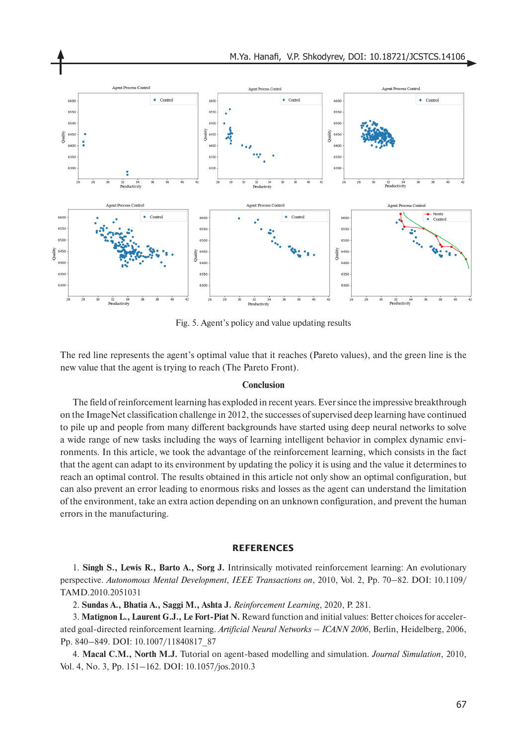Fig. 5. Agent's policy and value updating results

The red line represents the agent's optimal value that it reaches (Pareto values), and the green line is the new value that the agent is trying to reach (The Pareto Front).

## Conclusion

The field of reinforcement learning has exploded in recent years. Ever since the impressive breakthrough on the ImageNet classification challenge in 2012, the successes of supervised deep learning have continued to pile up and people from many different backgrounds have started using deep neural networks to solve a wide range of new tasks including the ways of learning intelligent behavior in complex dynamic environments. In this article, we took the advantage of the reinforcement learning, which consists in the fact that the agent can adapt to its environment by updating the policy it is using and the value it determines to reach an optimal control. The results obtained in this article not only show an optimal configuration, but can also prevent an error leading to enormous risks and losses as the agent can understand the limitation of the environment, take an extra action depending on an unknown configuration, and prevent the human errors in the manufacturing.

## REFERENCES

1. **Singh S., Lewis R., Barto A., Sorg J.** Intrinsically motivated reinforcement learning: An evolutionary perspective. *Autonomous Mental Development, IEEE Transactions on*, 2010, Vol. 2, Pp. 70–82. DOI: 10.1109/TAMD.2010.2051031

2. **Sundas A., Bhatia A., Saggi M., Ashta J.** *Reinforcement Learning*, 2020, P. 281.

3. **Matignon L., Laurent G.J., Le Fort-Piat N.** Reward function and initial values: Better choices for accelerated goal-directed reinforcement learning. *Artificial Neural Networks – ICANN 2006*, Berlin, Heidelberg, 2006, Pp. 840–849. DOI: 10.1007/11840817_87

4. **Macal C.M., North M.J.** Tutorial on agent-based modelling and simulation. *Journal Simulation*, 2010, Vol. 4, No. 3, Pp. 151–162. DOI: 10.1057/jos.2010.3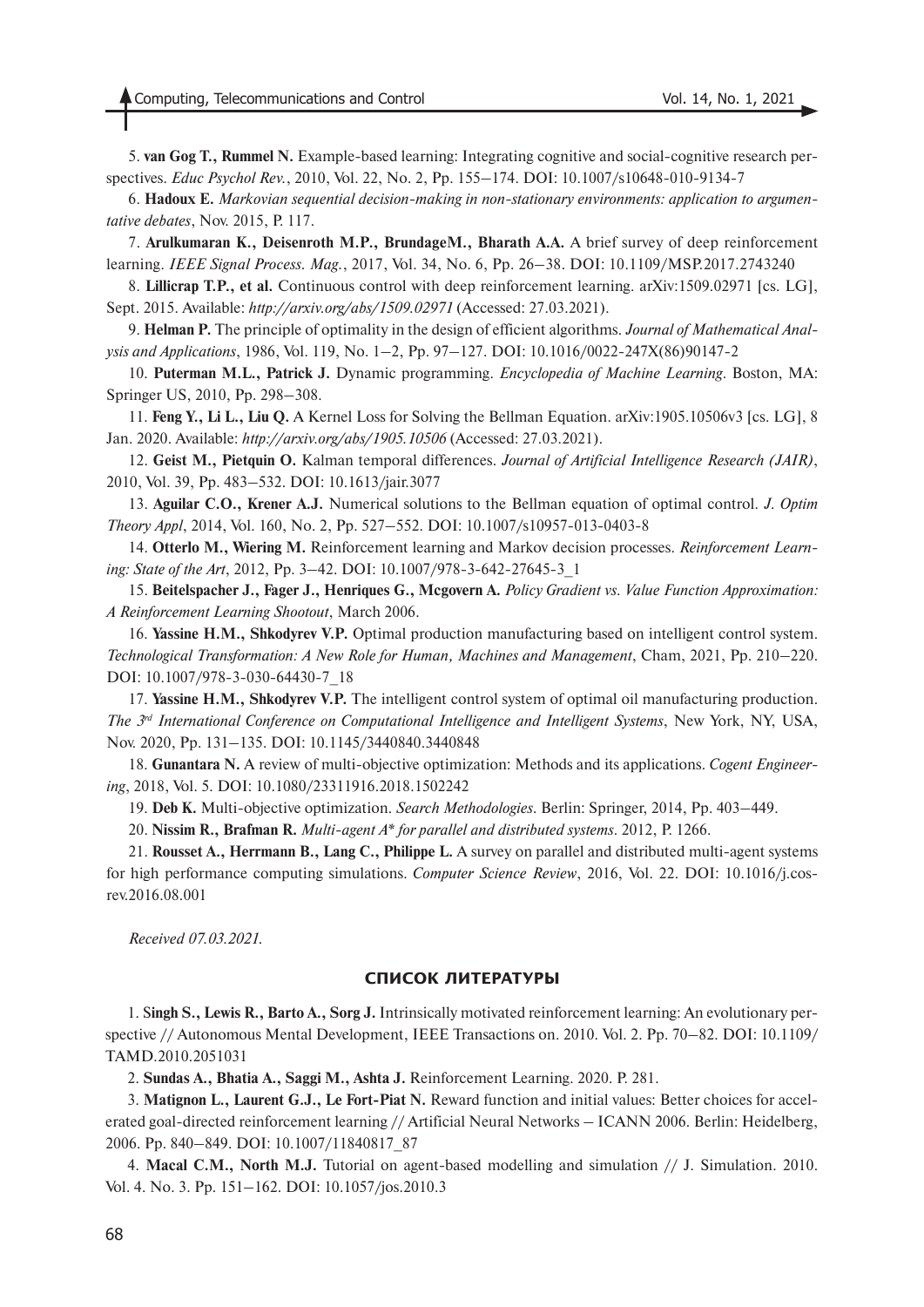5. **van Gog T., Rummel N.** Example-based learning: Integrating cognitive and social-cognitive research perspectives. *Educ Psychol Rev.*, 2010, Vol. 22, No. 2, Pp. 155–174. DOI: 10.1007/s10648-010-9134-7

6. **Hadoux E.** *Markovian sequential decision-making in non-stationary environments: application to argumentative debates*, Nov. 2015, P. 117.

7. **Arulkumaran K., Deisenroth M.P., BrundageM., Bharath A.A.** A brief survey of deep reinforcement learning. *IEEE Signal Process. Mag.*, 2017, Vol. 34, No. 6, Pp. 26–38. DOI: 10.1109/MSP.2017.2743240

8. **Lillicrap T.P., et al.** Continuous control with deep reinforcement learning. arXiv:1509.02971 [cs. LG], Sept. 2015. Available: *http://arxiv.org/abs/1509.02971* (Accessed: 27.03.2021).

9. **Helman P.** The principle of optimality in the design of efficient algorithms. *Journal of Mathematical Analysis and Applications*, 1986, Vol. 119, No. 1–2, Pp. 97–127. DOI: 10.1016/0022-247X(86)90147-2

10. **Puterman M.L., Patrick J.** Dynamic programming. *Encyclopedia of Machine Learning*. Boston, MA: Springer US, 2010, Pp. 298–308.

11. **Feng Y., Li L., Liu Q.** A Kernel Loss for Solving the Bellman Equation. arXiv:1905.10506v3 [cs. LG], 8 Jan. 2020. Available: *http://arxiv.org/abs/1905.10506* (Accessed: 27.03.2021).

12. **Geist M., Pietquin O.** Kalman temporal differences. *Journal of Artificial Intelligence Research (JAIR)*, 2010, Vol. 39, Pp. 483–532. DOI: 10.1613/jair.3077

13. **Aguilar C.O., Krener A.J.** Numerical solutions to the Bellman equation of optimal control. *J. Optim Theory Appl*, 2014, Vol. 160, No. 2, Pp. 527–552. DOI: 10.1007/s10957-013-0403-8

14. **Otterlo M., Wiering M.** Reinforcement learning and Markov decision processes. *Reinforcement Learning: State of the Art*, 2012, Pp. 3–42. DOI: 10.1007/978-3-642-27645-3_1

15. **Beitelspacher J., Fager J., Henriques G., Mcgovern A.** *Policy Gradient vs. Value Function Approximation: A Reinforcement Learning Shootout*, March 2006.

16. **Yassine H.M., Shkodyrev V.P.** Optimal production manufacturing based on intelligent control system. *Technological Transformation: A New Role for Human, Machines and Management*, Cham, 2021, Pp. 210–220. DOI: 10.1007/978-3-030-64430-7_18

17. **Yassine H.M., Shkodyrev V.P.** The intelligent control system of optimal oil manufacturing production. *The 3rd International Conference on Computational Intelligence and Intelligent Systems*, New York, NY, USA, Nov. 2020, Pp. 131–135. DOI: 10.1145/3440840.3440848

18. **Gunantara N.** A review of multi-objective optimization: Methods and its applications. *Cogent Engineering*, 2018, Vol. 5. DOI: 10.1080/23311916.2018.1502242

19. **Deb K.** Multi-objective optimization. *Search Methodologies*. Berlin: Springer, 2014, Pp. 403–449.

20. **Nissim R., Brafman R.** *Multi-agent A\* for parallel and distributed systems*. 2012, P. 1266.

21. **Rousset A., Herrmann B., Lang C., Philippe L.** A survey on parallel and distributed multi-agent systems for high performance computing simulations. *Computer Science Review*, 2016, Vol. 22. DOI: 10.1016/j.cosrev.2016.08.001

*Received 07.03.2021.*

## СПИСОК ЛИТЕРАТУРЫ

1. **Singh S., Lewis R., Barto A., Sorg J.** Intrinsically motivated reinforcement learning: An evolutionary perspective // Autonomous Mental Development, IEEE Transactions on. 2010. Vol. 2. Pp. 70–82. DOI: 10.1109/TAMD.2010.2051031

2. **Sundas A., Bhatia A., Saggi M., Ashta J.** Reinforcement Learning. 2020. P. 281.

3. **Matignon L., Laurent G.J., Le Fort-Piat N.** Reward function and initial values: Better choices for accelerated goal-directed reinforcement learning // Artificial Neural Networks – ICANN 2006. Berlin: Heidelberg, 2006. Pp. 840–849. DOI: 10.1007/11840817_87

4. **Macal C.M., North M.J.** Tutorial on agent-based modelling and simulation // J. Simulation. 2010. Vol. 4. No. 3. Pp. 151–162. DOI: 10.1057/jos.2010.3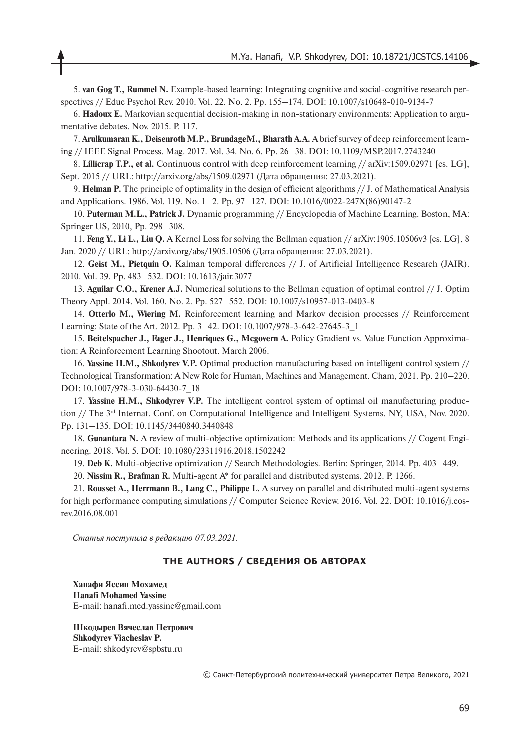5. **van Gog T., Rummel N.** Example-based learning: Integrating cognitive and social-cognitive research perspectives // Educ Psychol Rev. 2010. Vol. 22. No. 2. Pp. 155–174. DOI: 10.1007/s10648-010-9134-7

6. **Hadoux E.** Markovian sequential decision-making in non-stationary environments: Application to argumentative debates. Nov. 2015. P. 117.

7. **Arulkumaran K., Deisenroth M.P., BrundageM., Bharath A.A.** A brief survey of deep reinforcement learning // IEEE Signal Process. Mag. 2017. Vol. 34. No. 6. Pp. 26–38. DOI: 10.1109/MSP.2017.2743240

8. **Lillicrap T.P., et al.** Continuous control with deep reinforcement learning // arXiv:1509.02971 [cs. LG], Sept. 2015 // URL: http://arxiv.org/abs/1509.02971 (Дата обращения: 27.03.2021).

9. **Helman P.** The principle of optimality in the design of efficient algorithms // J. of Mathematical Analysis and Applications. 1986. Vol. 119. No. 1–2. Pp. 97–127. DOI: 10.1016/0022-247X(86)90147-2

10. **Puterman M.L., Patrick J.** Dynamic programming // Encyclopedia of Machine Learning. Boston, MA: Springer US, 2010, Pp. 298–308.

11. **Feng Y., Li L., Liu Q.** A Kernel Loss for solving the Bellman equation // arXiv:1905.10506v3 [cs. LG], 8 Jan. 2020 // URL: http://arxiv.org/abs/1905.10506 (Дата обращения: 27.03.2021).

12. **Geist M., Pietquin O.** Kalman temporal differences // J. of Artificial Intelligence Research (JAIR). 2010. Vol. 39. Pp. 483–532. DOI: 10.1613/jair.3077

13. **Aguilar C.O., Krener A.J.** Numerical solutions to the Bellman equation of optimal control // J. Optim Theory Appl. 2014. Vol. 160. No. 2. Pp. 527–552. DOI: 10.1007/s10957-013-0403-8

14. **Otterlo M., Wiering M.** Reinforcement learning and Markov decision processes // Reinforcement Learning: State of the Art. 2012. Pp. 3–42. DOI: 10.1007/978-3-642-27645-3_1

15. **Beitelspacher J., Fager J., Henriques G., Mcgovern A.** Policy Gradient vs. Value Function Approximation: A Reinforcement Learning Shootout. March 2006.

16. **Yassine H.M., Shkodyrev V.P.** Optimal production manufacturing based on intelligent control system // Technological Transformation: A New Role for Human, Machines and Management. Cham, 2021. Pp. 210–220. DOI: 10.1007/978-3-030-64430-7_18

17. **Yassine H.M., Shkodyrev V.P.** The intelligent control system of optimal oil manufacturing production // The 3rd Internat. Conf. on Computational Intelligence and Intelligent Systems. NY, USA, Nov. 2020. Pp. 131–135. DOI: 10.1145/3440840.3440848

18. **Gunantara N.** A review of multi-objective optimization: Methods and its applications // Cogent Engineering. 2018. Vol. 5. DOI: 10.1080/23311916.2018.1502242

19. **Deb K.** Multi-objective optimization // Search Methodologies. Berlin: Springer, 2014. Pp. 403–449.

20. **Nissim R., Brafman R.** Multi-agent A* for parallel and distributed systems. 2012. P. 1266.

21. **Rousset A., Herrmann B., Lang C., Philippe L.** A survey on parallel and distributed multi-agent systems for high performance computing simulations // Computer Science Review. 2016. Vol. 22. DOI: 10.1016/j.cosrev.2016.08.001

*Статья поступила в редакцию 07.03.2021.*

## THE AUTHORS / СВЕДЕНИЯ ОБ АВТОРАХ

**Ханафи Яссин Мохамед**
**Hanafi Mohamed Yassine**
E-mail: hanafi.med.yassine@gmail.com

**Шкодырев Вячеслав Петрович**
**Shkodyrev Viacheslav P.**
E-mail: shkodyrev@spbstu.ru

© Санкт-Петербургский политехнический университет Петра Великого, 2021